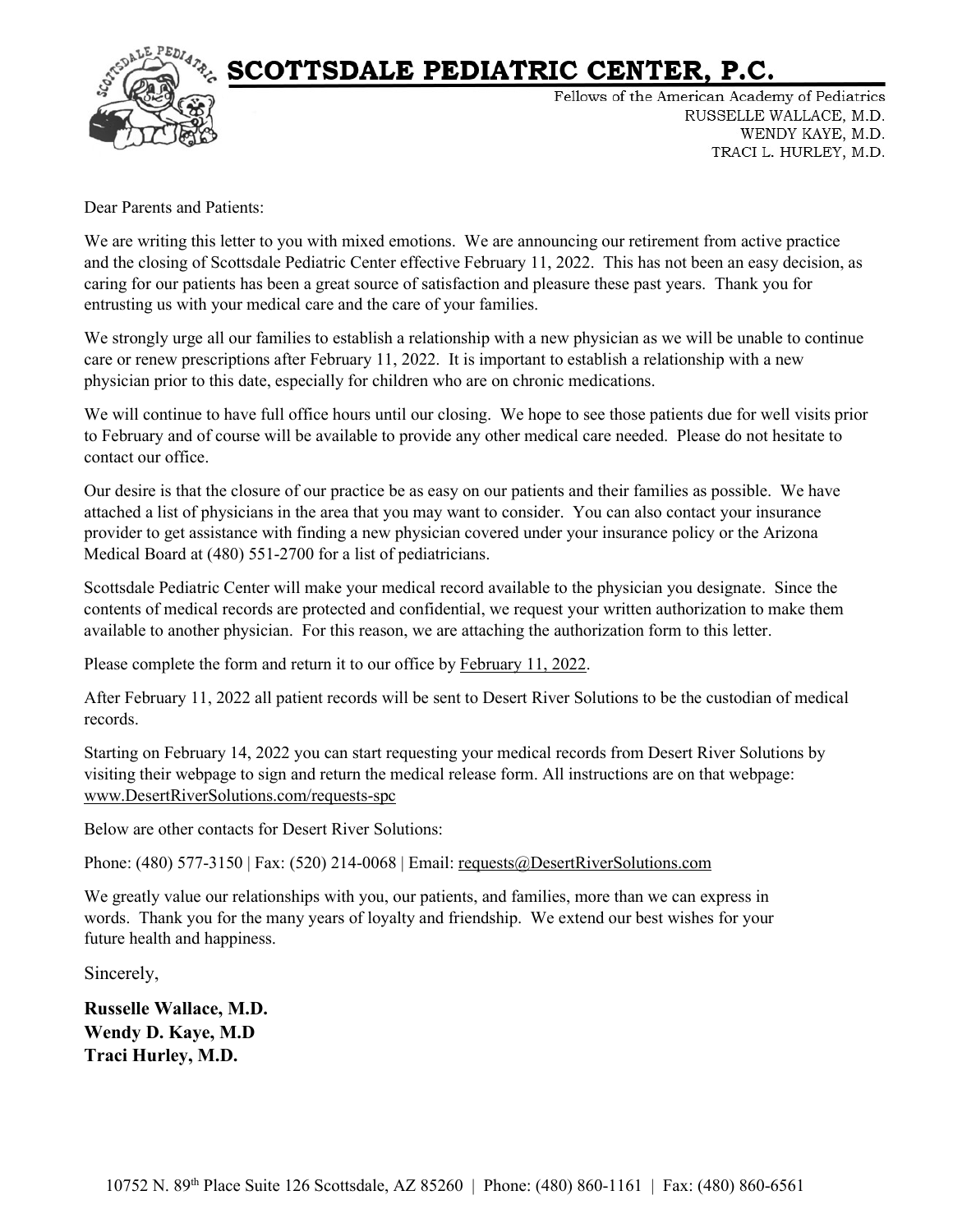# SCOTTSDALE PEDIATRIC CENTER, P.C.

Fellows of the American Academy of Pediatrics
RUSSELLE WALLACE, M.D.
WENDY KAYE, M.D.
TRACI L. HURLEY, M.D.

Dear Parents and Patients:

We are writing this letter to you with mixed emotions. We are announcing our retirement from active practice and the closing of Scottsdale Pediatric Center effective February 11, 2022. This has not been an easy decision, as caring for our patients has been a great source of satisfaction and pleasure these past years. Thank you for entrusting us with your medical care and the care of your families.

We strongly urge all our families to establish a relationship with a new physician as we will be unable to continue care or renew prescriptions after February 11, 2022. It is important to establish a relationship with a new physician prior to this date, especially for children who are on chronic medications.

We will continue to have full office hours until our closing. We hope to see those patients due for well visits prior to February and of course will be available to provide any other medical care needed. Please do not hesitate to contact our office.

Our desire is that the closure of our practice be as easy on our patients and their families as possible. We have attached a list of physicians in the area that you may want to consider. You can also contact your insurance provider to get assistance with finding a new physician covered under your insurance policy or the Arizona Medical Board at (480) 551-2700 for a list of pediatricians.

Scottsdale Pediatric Center will make your medical record available to the physician you designate. Since the contents of medical records are protected and confidential, we request your written authorization to make them available to another physician. For this reason, we are attaching the authorization form to this letter.

Please complete the form and return it to our office by February 11, 2022.

After February 11, 2022 all patient records will be sent to Desert River Solutions to be the custodian of medical records.

Starting on February 14, 2022 you can start requesting your medical records from Desert River Solutions by visiting their webpage to sign and return the medical release form. All instructions are on that webpage: www.DesertRiverSolutions.com/requests-spc

Below are other contacts for Desert River Solutions:

Phone: (480) 577-3150 | Fax: (520) 214-0068 | Email: requests@DesertRiverSolutions.com

We greatly value our relationships with you, our patients, and families, more than we can express in words. Thank you for the many years of loyalty and friendship. We extend our best wishes for your future health and happiness.

Sincerely,

**Russelle Wallace, M.D.**
**Wendy D. Kaye, M.D**
**Traci Hurley, M.D.**

10752 N. 89th Place Suite 126 Scottsdale, AZ 85260 | Phone: (480) 860-1161 | Fax: (480) 860-6561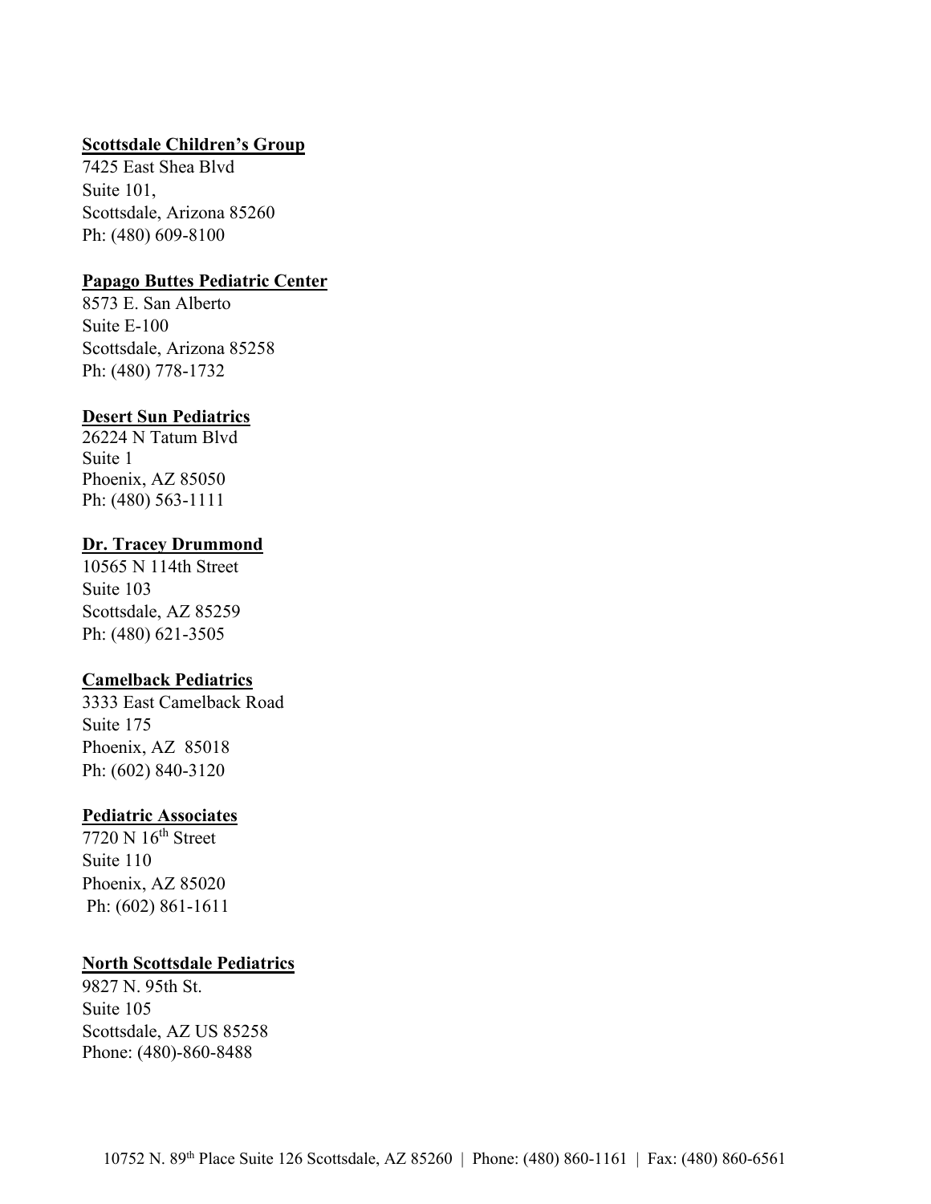**Scottsdale Children's Group**
7425 East Shea Blvd
Suite 101,
Scottsdale, Arizona 85260
Ph: (480) 609-8100

**Papago Buttes Pediatric Center**
8573 E. San Alberto
Suite E-100
Scottsdale, Arizona 85258
Ph: (480) 778-1732

**Desert Sun Pediatrics**
26224 N Tatum Blvd
Suite 1
Phoenix, AZ 85050
Ph: (480) 563-1111

**Dr. Tracey Drummond**
10565 N 114th Street
Suite 103
Scottsdale, AZ 85259
Ph: (480) 621-3505

**Camelback Pediatrics**
3333 East Camelback Road
Suite 175
Phoenix, AZ 85018
Ph: (602) 840-3120

**Pediatric Associates**
7720 N 16th Street
Suite 110
Phoenix, AZ 85020
Ph: (602) 861-1611

**North Scottsdale Pediatrics**
9827 N. 95th St.
Suite 105
Scottsdale, AZ US 85258
Phone: (480)-860-8488